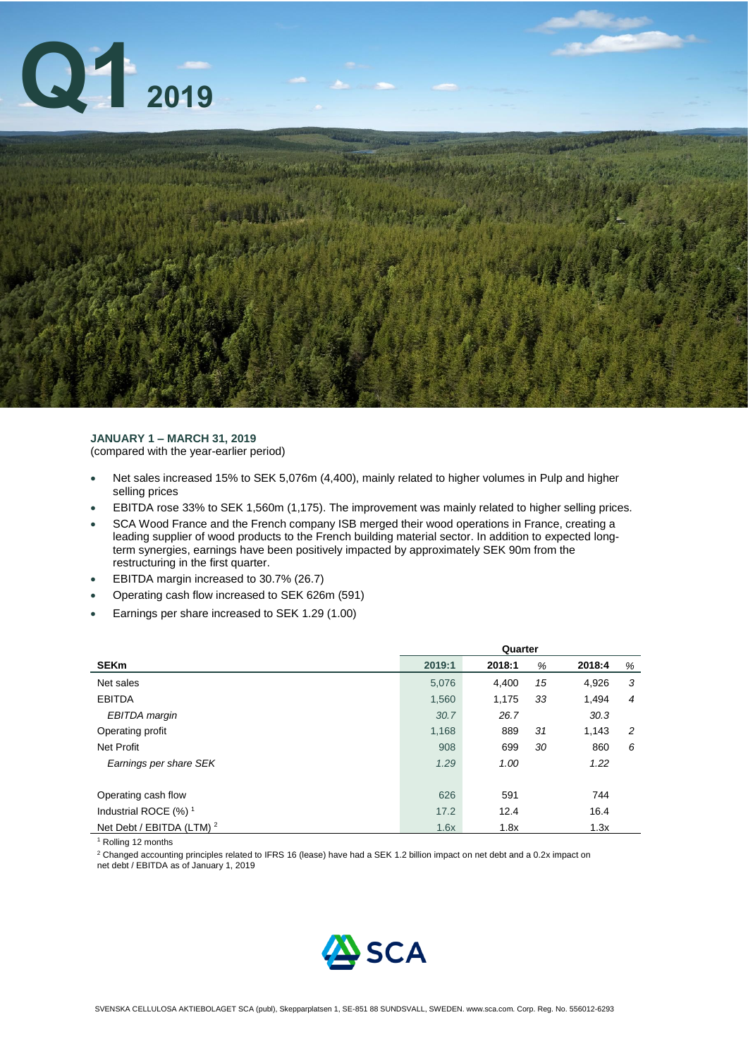# Q1 2019

**JANUARY 1 – MARCH 31, 2019**
(compared with the year-earlier period)

- Net sales increased 15% to SEK 5,076m (4,400), mainly related to higher volumes in Pulp and higher selling prices
- EBITDA rose 33% to SEK 1,560m (1,175). The improvement was mainly related to higher selling prices.
- SCA Wood France and the French company ISB merged their wood operations in France, creating a leading supplier of wood products to the French building material sector. In addition to expected long-term synergies, earnings have been positively impacted by approximately SEK 90m from the restructuring in the first quarter.
- EBITDA margin increased to 30.7% (26.7)
- Operating cash flow increased to SEK 626m (591)
- Earnings per share increased to SEK 1.29 (1.00)

| | Quarter | | | | |
|---|---|---|---|---|---|
| **SEKm** | **2019:1** | **2018:1** | *%* | **2018:4** | *%* |
| Net sales | 5,076 | 4,400 | *15* | 4,926 | *3* |
| EBITDA | 1,560 | 1,175 | *33* | 1,494 | *4* |
| *EBITDA margin* | *30.7* | *26.7* | | *30.3* | |
| Operating profit | 1,168 | 889 | *31* | 1,143 | *2* |
| Net Profit | 908 | 699 | *30* | 860 | *6* |
| *Earnings per share SEK* | *1.29* | *1.00* | | *1.22* | |
| | | | | | |
| Operating cash flow | 626 | 591 | | 744 | |
| Industrial ROCE (%) [1] | 17.2 | 12.4 | | 16.4 | |
| Net Debt / EBITDA (LTM) [2] | 1.6x | 1.8x | | 1.3x | |

[1] Rolling 12 months

[2] Changed accounting principles related to IFRS 16 (lease) have had a SEK 1.2 billion impact on net debt and a 0.2x impact on net debt / EBITDA as of January 1, 2019

SVENSKA CELLULOSA AKTIEBOLAGET SCA (publ), Skepparplatsen 1, SE-851 88 SUNDSVALL, SWEDEN. www.sca.com. Corp. Reg. No. 556012-6293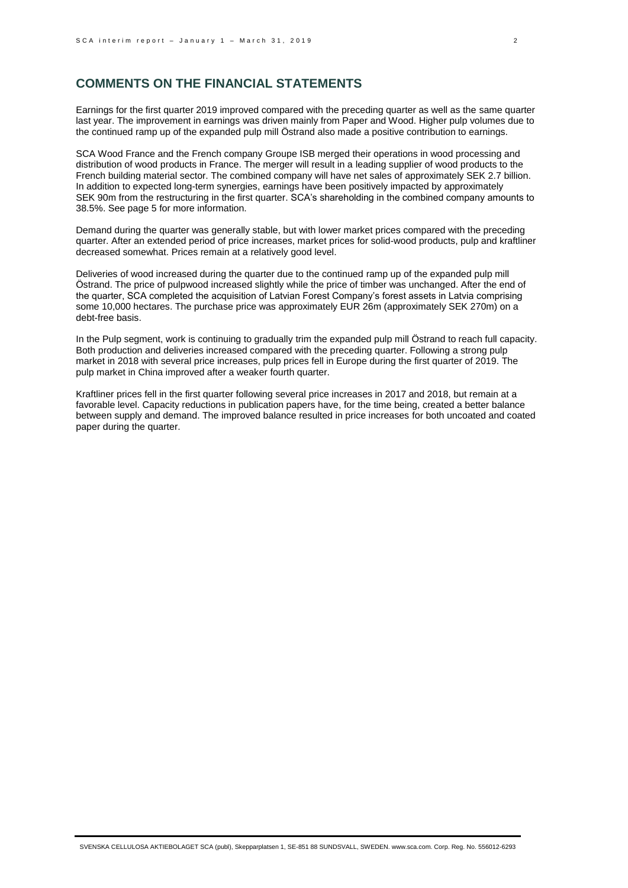## COMMENTS ON THE FINANCIAL STATEMENTS

Earnings for the first quarter 2019 improved compared with the preceding quarter as well as the same quarter last year. The improvement in earnings was driven mainly from Paper and Wood. Higher pulp volumes due to the continued ramp up of the expanded pulp mill Östrand also made a positive contribution to earnings.

SCA Wood France and the French company Groupe ISB merged their operations in wood processing and distribution of wood products in France. The merger will result in a leading supplier of wood products to the French building material sector. The combined company will have net sales of approximately SEK 2.7 billion. In addition to expected long-term synergies, earnings have been positively impacted by approximately SEK 90m from the restructuring in the first quarter. SCA's shareholding in the combined company amounts to 38.5%. See page 5 for more information.

Demand during the quarter was generally stable, but with lower market prices compared with the preceding quarter. After an extended period of price increases, market prices for solid-wood products, pulp and kraftliner decreased somewhat. Prices remain at a relatively good level.

Deliveries of wood increased during the quarter due to the continued ramp up of the expanded pulp mill Östrand. The price of pulpwood increased slightly while the price of timber was unchanged. After the end of the quarter, SCA completed the acquisition of Latvian Forest Company's forest assets in Latvia comprising some 10,000 hectares. The purchase price was approximately EUR 26m (approximately SEK 270m) on a debt-free basis.

In the Pulp segment, work is continuing to gradually trim the expanded pulp mill Östrand to reach full capacity. Both production and deliveries increased compared with the preceding quarter. Following a strong pulp market in 2018 with several price increases, pulp prices fell in Europe during the first quarter of 2019. The pulp market in China improved after a weaker fourth quarter.

Kraftliner prices fell in the first quarter following several price increases in 2017 and 2018, but remain at a favorable level. Capacity reductions in publication papers have, for the time being, created a better balance between supply and demand. The improved balance resulted in price increases for both uncoated and coated paper during the quarter.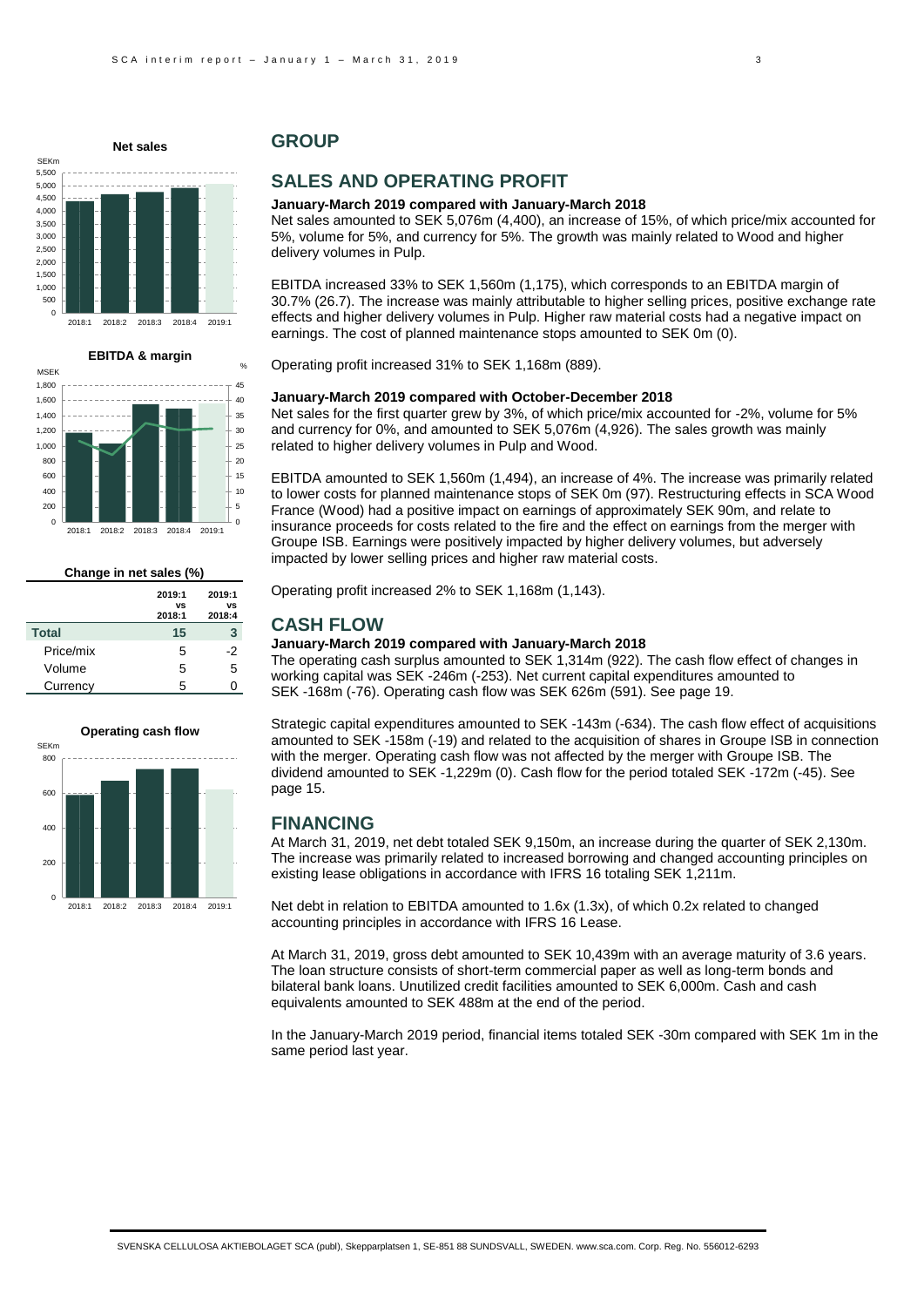**Net sales**

**EBITDA & margin**

**Change in net sales (%)**

| | 2019:1 vs 2018:1 | 2019:1 vs 2018:4 |
|---|---|---|
| **Total** | **15** | **3** |
| Price/mix | 5 | -2 |
| Volume | 5 | 5 |
| Currency | 5 | 0 |

**Operating cash flow**

## GROUP

## SALES AND OPERATING PROFIT

### January-March 2019 compared with January-March 2018

Net sales amounted to SEK 5,076m (4,400), an increase of 15%, of which price/mix accounted for 5%, volume for 5%, and currency for 5%. The growth was mainly related to Wood and higher delivery volumes in Pulp.

EBITDA increased 33% to SEK 1,560m (1,175), which corresponds to an EBITDA margin of 30.7% (26.7). The increase was mainly attributable to higher selling prices, positive exchange rate effects and higher delivery volumes in Pulp. Higher raw material costs had a negative impact on earnings. The cost of planned maintenance stops amounted to SEK 0m (0).

Operating profit increased 31% to SEK 1,168m (889).

### January-March 2019 compared with October-December 2018

Net sales for the first quarter grew by 3%, of which price/mix accounted for -2%, volume for 5% and currency for 0%, and amounted to SEK 5,076m (4,926). The sales growth was mainly related to higher delivery volumes in Pulp and Wood.

EBITDA amounted to SEK 1,560m (1,494), an increase of 4%. The increase was primarily related to lower costs for planned maintenance stops of SEK 0m (97). Restructuring effects in SCA Wood France (Wood) had a positive impact on earnings of approximately SEK 90m, and relate to insurance proceeds for costs related to the fire and the effect on earnings from the merger with Groupe ISB. Earnings were positively impacted by higher delivery volumes, but adversely impacted by lower selling prices and higher raw material costs.

Operating profit increased 2% to SEK 1,168m (1,143).

## CASH FLOW

### January-March 2019 compared with January-March 2018

The operating cash surplus amounted to SEK 1,314m (922). The cash flow effect of changes in working capital was SEK -246m (-253). Net current capital expenditures amounted to SEK -168m (-76). Operating cash flow was SEK 626m (591). See page 19.

Strategic capital expenditures amounted to SEK -143m (-634). The cash flow effect of acquisitions amounted to SEK -158m (-19) and related to the acquisition of shares in Groupe ISB in connection with the merger. Operating cash flow was not affected by the merger with Groupe ISB. The dividend amounted to SEK -1,229m (0). Cash flow for the period totaled SEK -172m (-45). See page 15.

## FINANCING

At March 31, 2019, net debt totaled SEK 9,150m, an increase during the quarter of SEK 2,130m. The increase was primarily related to increased borrowing and changed accounting principles on existing lease obligations in accordance with IFRS 16 totaling SEK 1,211m.

Net debt in relation to EBITDA amounted to 1.6x (1.3x), of which 0.2x related to changed accounting principles in accordance with IFRS 16 Lease.

At March 31, 2019, gross debt amounted to SEK 10,439m with an average maturity of 3.6 years. The loan structure consists of short-term commercial paper as well as long-term bonds and bilateral bank loans. Unutilized credit facilities amounted to SEK 6,000m. Cash and cash equivalents amounted to SEK 488m at the end of the period.

In the January-March 2019 period, financial items totaled SEK -30m compared with SEK 1m in the same period last year.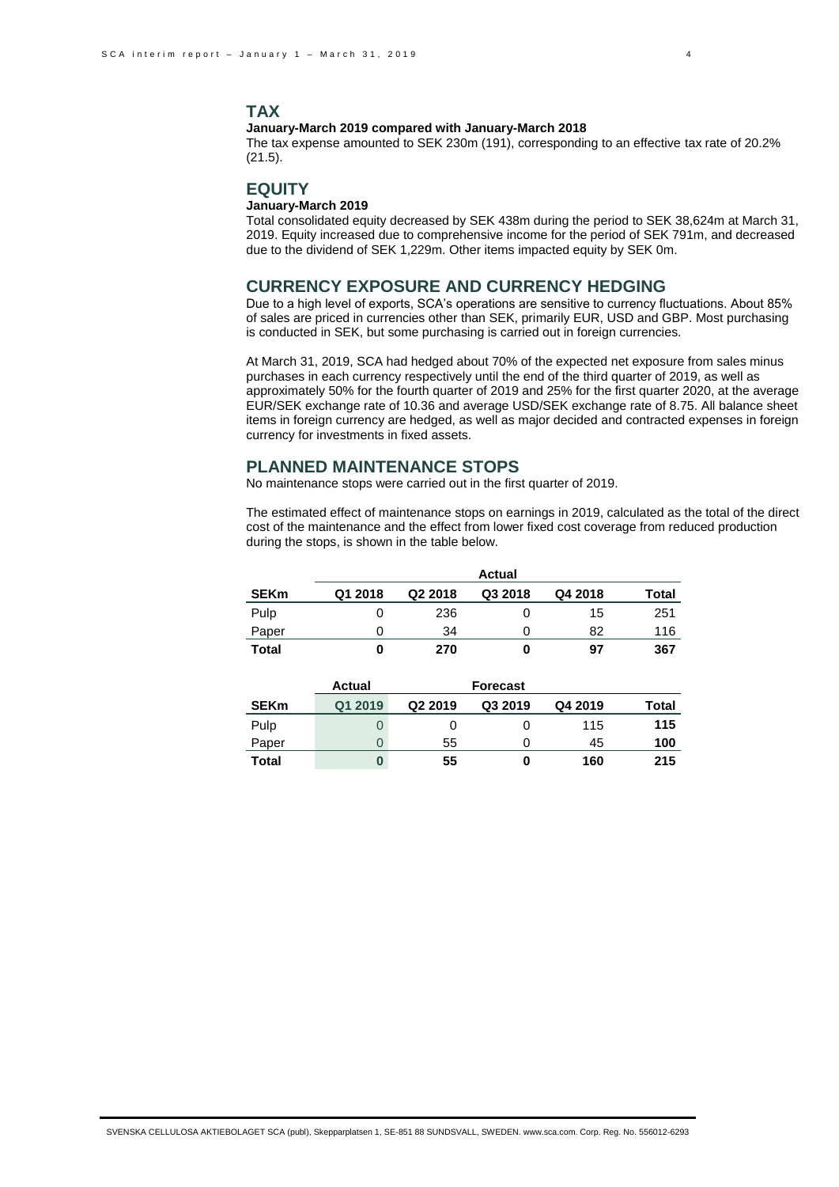## TAX

**January-March 2019 compared with January-March 2018**

The tax expense amounted to SEK 230m (191), corresponding to an effective tax rate of 20.2% (21.5).

## EQUITY

**January-March 2019**

Total consolidated equity decreased by SEK 438m during the period to SEK 38,624m at March 31, 2019. Equity increased due to comprehensive income for the period of SEK 791m, and decreased due to the dividend of SEK 1,229m. Other items impacted equity by SEK 0m.

## CURRENCY EXPOSURE AND CURRENCY HEDGING

Due to a high level of exports, SCA's operations are sensitive to currency fluctuations. About 85% of sales are priced in currencies other than SEK, primarily EUR, USD and GBP. Most purchasing is conducted in SEK, but some purchasing is carried out in foreign currencies.

At March 31, 2019, SCA had hedged about 70% of the expected net exposure from sales minus purchases in each currency respectively until the end of the third quarter of 2019, as well as approximately 50% for the fourth quarter of 2019 and 25% for the first quarter 2020, at the average EUR/SEK exchange rate of 10.36 and average USD/SEK exchange rate of 8.75. All balance sheet items in foreign currency are hedged, as well as major decided and contracted expenses in foreign currency for investments in fixed assets.

## PLANNED MAINTENANCE STOPS

No maintenance stops were carried out in the first quarter of 2019.

The estimated effect of maintenance stops on earnings in 2019, calculated as the total of the direct cost of the maintenance and the effect from lower fixed cost coverage from reduced production during the stops, is shown in the table below.

| | Actual | | | | |
|---|---|---|---|---|---|
| **SEKm** | **Q1 2018** | **Q2 2018** | **Q3 2018** | **Q4 2018** | **Total** |
| Pulp | 0 | 236 | 0 | 15 | 251 |
| Paper | 0 | 34 | 0 | 82 | 116 |
| **Total** | **0** | **270** | **0** | **97** | **367** |

| | Actual | Forecast | | | |
|---|---|---|---|---|---|
| **SEKm** | **Q1 2019** | **Q2 2019** | **Q3 2019** | **Q4 2019** | **Total** |
| Pulp | 0 | 0 | 0 | 115 | **115** |
| Paper | 0 | 55 | 0 | 45 | **100** |
| **Total** | **0** | **55** | **0** | **160** | **215** |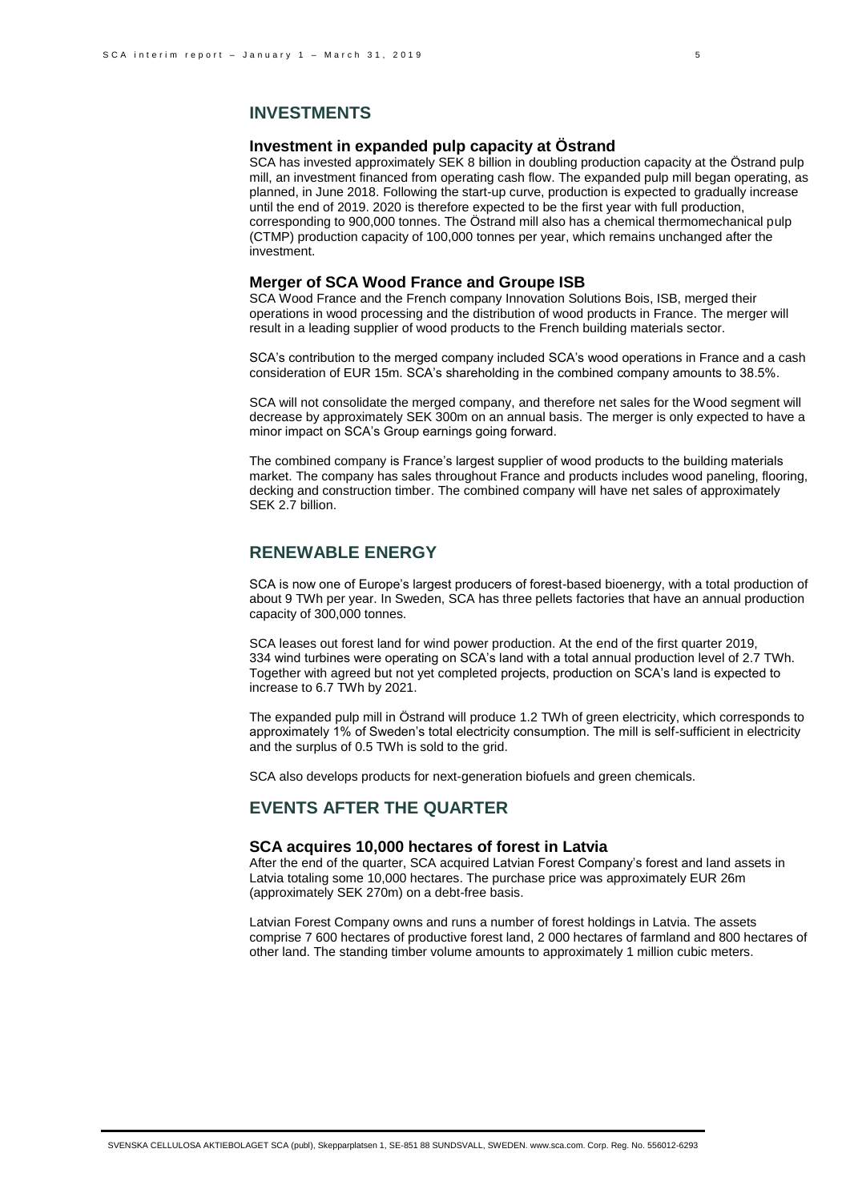## INVESTMENTS

### Investment in expanded pulp capacity at Östrand

SCA has invested approximately SEK 8 billion in doubling production capacity at the Östrand pulp mill, an investment financed from operating cash flow. The expanded pulp mill began operating, as planned, in June 2018. Following the start-up curve, production is expected to gradually increase until the end of 2019. 2020 is therefore expected to be the first year with full production, corresponding to 900,000 tonnes. The Östrand mill also has a chemical thermomechanical pulp (CTMP) production capacity of 100,000 tonnes per year, which remains unchanged after the investment.

### Merger of SCA Wood France and Groupe ISB

SCA Wood France and the French company Innovation Solutions Bois, ISB, merged their operations in wood processing and the distribution of wood products in France. The merger will result in a leading supplier of wood products to the French building materials sector.

SCA's contribution to the merged company included SCA's wood operations in France and a cash consideration of EUR 15m. SCA's shareholding in the combined company amounts to 38.5%.

SCA will not consolidate the merged company, and therefore net sales for the Wood segment will decrease by approximately SEK 300m on an annual basis. The merger is only expected to have a minor impact on SCA's Group earnings going forward.

The combined company is France's largest supplier of wood products to the building materials market. The company has sales throughout France and products includes wood paneling, flooring, decking and construction timber. The combined company will have net sales of approximately SEK 2.7 billion.

## RENEWABLE ENERGY

SCA is now one of Europe's largest producers of forest-based bioenergy, with a total production of about 9 TWh per year. In Sweden, SCA has three pellets factories that have an annual production capacity of 300,000 tonnes.

SCA leases out forest land for wind power production. At the end of the first quarter 2019, 334 wind turbines were operating on SCA's land with a total annual production level of 2.7 TWh. Together with agreed but not yet completed projects, production on SCA's land is expected to increase to 6.7 TWh by 2021.

The expanded pulp mill in Östrand will produce 1.2 TWh of green electricity, which corresponds to approximately 1% of Sweden's total electricity consumption. The mill is self-sufficient in electricity and the surplus of 0.5 TWh is sold to the grid.

SCA also develops products for next-generation biofuels and green chemicals.

## EVENTS AFTER THE QUARTER

### SCA acquires 10,000 hectares of forest in Latvia

After the end of the quarter, SCA acquired Latvian Forest Company's forest and land assets in Latvia totaling some 10,000 hectares. The purchase price was approximately EUR 26m (approximately SEK 270m) on a debt-free basis.

Latvian Forest Company owns and runs a number of forest holdings in Latvia. The assets comprise 7 600 hectares of productive forest land, 2 000 hectares of farmland and 800 hectares of other land. The standing timber volume amounts to approximately 1 million cubic meters.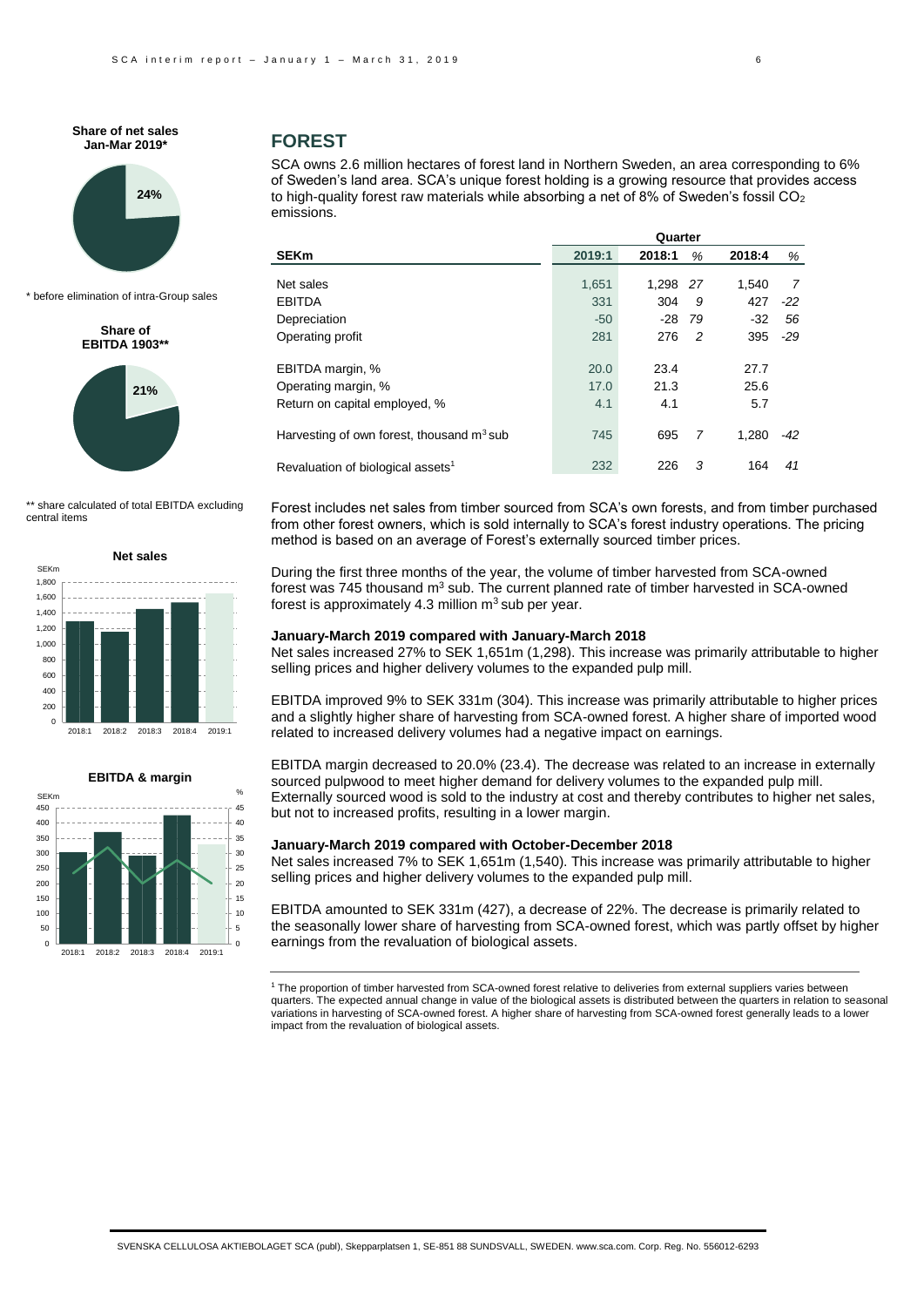## FOREST

SCA owns 2.6 million hectares of forest land in Northern Sweden, an area corresponding to 6% of Sweden's land area. SCA's unique forest holding is a growing resource that provides access to high-quality forest raw materials while absorbing a net of 8% of Sweden's fossil $CO_2$ emissions.

| SEKm | Quarter | | | | |
|---|---|---|---|---|---|
| | 2019:1 | 2018:1 | % | 2018:4 | % |
| Net sales | 1,651 | 1,298 | 27 | 1,540 | 7 |
| EBITDA | 331 | 304 | 9 | 427 | -22 |
| Depreciation | -50 | -28 | 79 | -32 | 56 |
| Operating profit | 281 | 276 | 2 | 395 | -29 |
| EBITDA margin, % | 20.0 | 23.4 | | 27.7 | |
| Operating margin, % | 17.0 | 21.3 | | 25.6 | |
| Return on capital employed, % | 4.1 | 4.1 | | 5.7 | |
| Harvesting of own forest, thousand $m^3$ sub | 745 | 695 | 7 | 1,280 | -42 |
| Revaluation of biological assets[1] | 232 | 226 | 3 | 164 | 41 |

**Share of net sales Jan-Mar 2019***

24%

\* before elimination of intra-Group sales

**Share of EBITDA 1903****

21%

** share calculated of total EBITDA excluding central items

**Net sales**

**EBITDA & margin**

Forest includes net sales from timber sourced from SCA's own forests, and from timber purchased from other forest owners, which is sold internally to SCA's forest industry operations. The pricing method is based on an average of Forest's externally sourced timber prices.

During the first three months of the year, the volume of timber harvested from SCA-owned forest was 745 thousand $m^3$ sub. The current planned rate of timber harvested in SCA-owned forest is approximately 4.3 million $m^3$ sub per year.

**January-March 2019 compared with January-March 2018**

Net sales increased 27% to SEK 1,651m (1,298). This increase was primarily attributable to higher selling prices and higher delivery volumes to the expanded pulp mill.

EBITDA improved 9% to SEK 331m (304). This increase was primarily attributable to higher prices and a slightly higher share of harvesting from SCA-owned forest. A higher share of imported wood related to increased delivery volumes had a negative impact on earnings.

EBITDA margin decreased to 20.0% (23.4). The decrease was related to an increase in externally sourced pulpwood to meet higher demand for delivery volumes to the expanded pulp mill. Externally sourced wood is sold to the industry at cost and thereby contributes to higher net sales, but not to increased profits, resulting in a lower margin.

**January-March 2019 compared with October-December 2018**

Net sales increased 7% to SEK 1,651m (1,540). This increase was primarily attributable to higher selling prices and higher delivery volumes to the expanded pulp mill.

EBITDA amounted to SEK 331m (427), a decrease of 22%. The decrease is primarily related to the seasonally lower share of harvesting from SCA-owned forest, which was partly offset by higher earnings from the revaluation of biological assets.

[1] The proportion of timber harvested from SCA-owned forest relative to deliveries from external suppliers varies between quarters. The expected annual change in value of the biological assets is distributed between the quarters in relation to seasonal variations in harvesting of SCA-owned forest. A higher share of harvesting from SCA-owned forest generally leads to a lower impact from the revaluation of biological assets.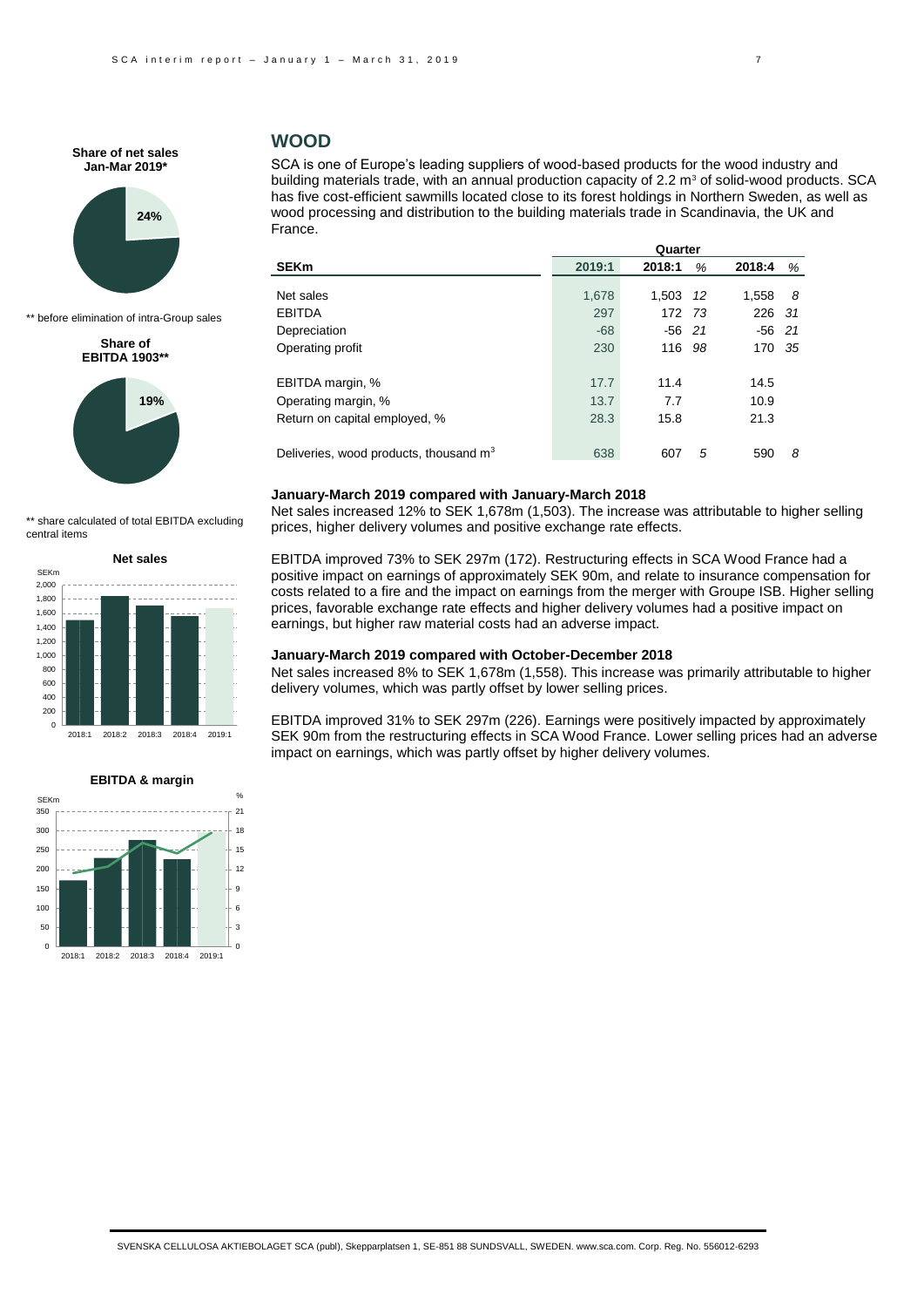## WOOD

SCA is one of Europe's leading suppliers of wood-based products for the wood industry and building materials trade, with an annual production capacity of 2.2 $m^3$ of solid-wood products. SCA has five cost-efficient sawmills located close to its forest holdings in Northern Sweden, as well as wood processing and distribution to the building materials trade in Scandinavia, the UK and France.

| SEKm | Quarter | | | | |
|---|---|---|---|---|---|
| | 2019:1 | 2018:1 | % | 2018:4 | % |
| Net sales | 1,678 | 1,503 | 12 | 1,558 | 8 |
| EBITDA | 297 | 172 | 73 | 226 | 31 |
| Depreciation | -68 | -56 | 21 | -56 | 21 |
| Operating profit | 230 | 116 | 98 | 170 | 35 |
| EBITDA margin, % | 17.7 | 11.4 | | 14.5 | |
| Operating margin, % | 13.7 | 7.7 | | 10.9 | |
| Return on capital employed, % | 28.3 | 15.8 | | 21.3 | |
| Deliveries, wood products, thousand $m^3$ | 638 | 607 | 5 | 590 | 8 |

**Share of net sales Jan-Mar 2019***

24%

** before elimination of intra-Group sales

**Share of EBITDA 1903****

19%

** share calculated of total EBITDA excluding central items

**Net sales**

**EBITDA & margin**

### January-March 2019 compared with January-March 2018

Net sales increased 12% to SEK 1,678m (1,503). The increase was attributable to higher selling prices, higher delivery volumes and positive exchange rate effects.

EBITDA improved 73% to SEK 297m (172). Restructuring effects in SCA Wood France had a positive impact on earnings of approximately SEK 90m, and relate to insurance compensation for costs related to a fire and the impact on earnings from the merger with Groupe ISB. Higher selling prices, favorable exchange rate effects and higher delivery volumes had a positive impact on earnings, but higher raw material costs had an adverse impact.

### January-March 2019 compared with October-December 2018

Net sales increased 8% to SEK 1,678m (1,558). This increase was primarily attributable to higher delivery volumes, which was partly offset by lower selling prices.

EBITDA improved 31% to SEK 297m (226). Earnings were positively impacted by approximately SEK 90m from the restructuring effects in SCA Wood France. Lower selling prices had an adverse impact on earnings, which was partly offset by higher delivery volumes.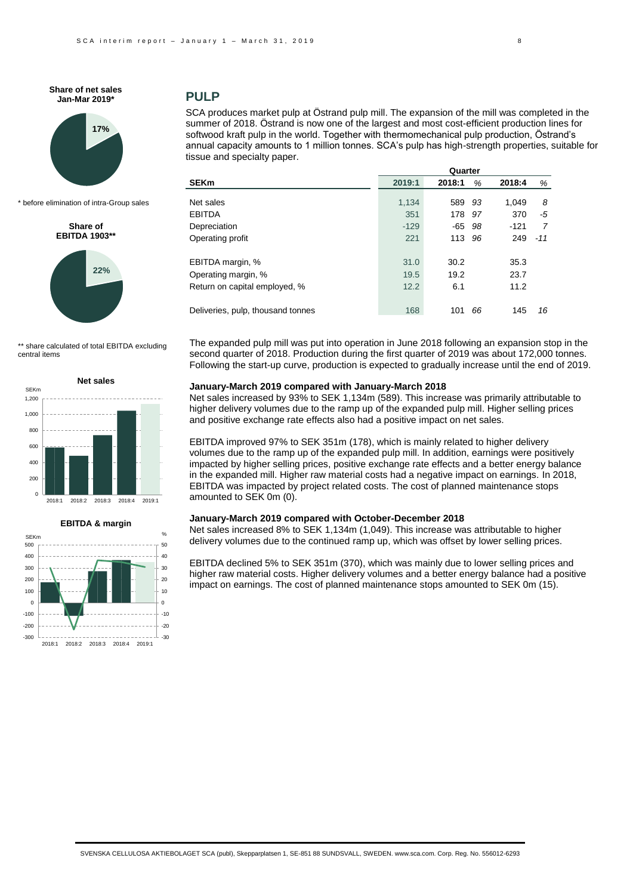**Share of net sales Jan-Mar 2019***

17%

\* before elimination of intra-Group sales

**Share of EBITDA 1903****

22%

** share calculated of total EBITDA excluding central items

**Net sales**

**EBITDA & margin**

## PULP

SCA produces market pulp at Östrand pulp mill. The expansion of the mill was completed in the summer of 2018. Östrand is now one of the largest and most cost-efficient production lines for softwood kraft pulp in the world. Together with thermomechanical pulp production, Östrand's annual capacity amounts to 1 million tonnes. SCA's pulp has high-strength properties, suitable for tissue and specialty paper.

| | Quarter | | | | |
|---|---|---|---|---|---|
| **SEKm** | **2019:1** | **2018:1** | *%* | **2018:4** | *%* |
| Net sales | 1,134 | 589 | *93* | 1,049 | *8* |
| EBITDA | 351 | 178 | *97* | 370 | *-5* |
| Depreciation | -129 | -65 | *98* | -121 | *7* |
| Operating profit | 221 | 113 | *96* | 249 | *-11* |
| EBITDA margin, % | 31.0 | 30.2 | | 35.3 | |
| Operating margin, % | 19.5 | 19.2 | | 23.7 | |
| Return on capital employed, % | 12.2 | 6.1 | | 11.2 | |
| Deliveries, pulp, thousand tonnes | 168 | 101 | *66* | 145 | *16* |

The expanded pulp mill was put into operation in June 2018 following an expansion stop in the second quarter of 2018. Production during the first quarter of 2019 was about 172,000 tonnes. Following the start-up curve, production is expected to gradually increase until the end of 2019.

**January-March 2019 compared with January-March 2018**

Net sales increased by 93% to SEK 1,134m (589). This increase was primarily attributable to higher delivery volumes due to the ramp up of the expanded pulp mill. Higher selling prices and positive exchange rate effects also had a positive impact on net sales.

EBITDA improved 97% to SEK 351m (178), which is mainly related to higher delivery volumes due to the ramp up of the expanded pulp mill. In addition, earnings were positively impacted by higher selling prices, positive exchange rate effects and a better energy balance in the expanded mill. Higher raw material costs had a negative impact on earnings. In 2018, EBITDA was impacted by project related costs. The cost of planned maintenance stops amounted to SEK 0m (0).

**January-March 2019 compared with October-December 2018**

Net sales increased 8% to SEK 1,134m (1,049). This increase was attributable to higher delivery volumes due to the continued ramp up, which was offset by lower selling prices.

EBITDA declined 5% to SEK 351m (370), which was mainly due to lower selling prices and higher raw material costs. Higher delivery volumes and a better energy balance had a positive impact on earnings. The cost of planned maintenance stops amounted to SEK 0m (15).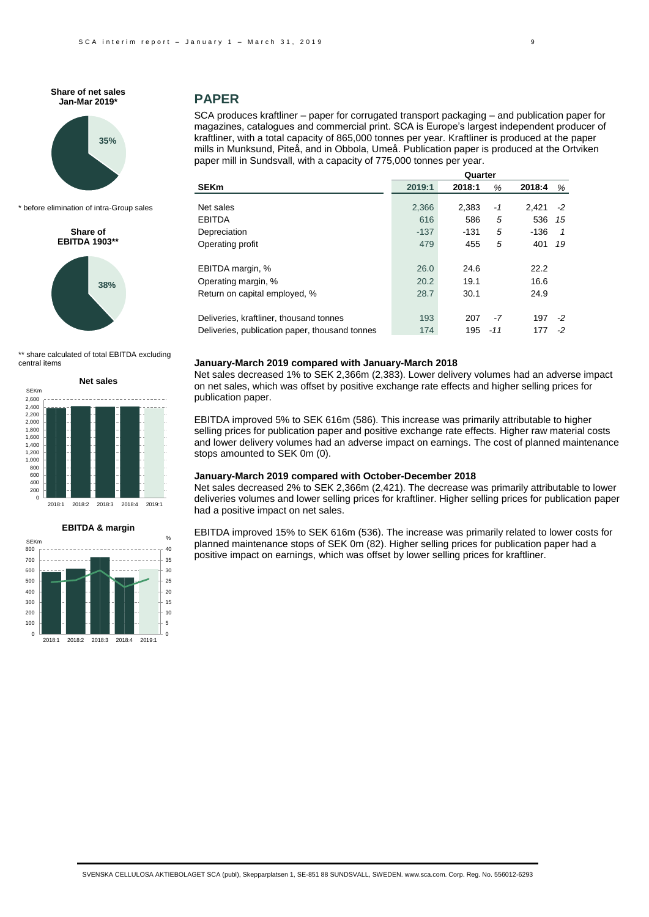**Share of net sales Jan-Mar 2019***

35%

\* before elimination of intra-Group sales

**Share of EBITDA 1903****

38%

** share calculated of total EBITDA excluding central items

**Net sales**

**EBITDA & margin**

## PAPER

SCA produces kraftliner – paper for corrugated transport packaging – and publication paper for magazines, catalogues and commercial print. SCA is Europe's largest independent producer of kraftliner, with a total capacity of 865,000 tonnes per year. Kraftliner is produced at the paper mills in Munksund, Piteå, and in Obbola, Umeå. Publication paper is produced at the Ortviken paper mill in Sundsvall, with a capacity of 775,000 tonnes per year.

| | Quarter | | | | |
|---|---|---|---|---|---|
| **SEKm** | **2019:1** | **2018:1** | *%* | **2018:4** | *%* |
| Net sales | 2,366 | 2,383 | *-1* | 2,421 | *-2* |
| EBITDA | 616 | 586 | *5* | 536 | *15* |
| Depreciation | -137 | -131 | *5* | -136 | *1* |
| Operating profit | 479 | 455 | *5* | 401 | *19* |
| EBITDA margin, % | 26.0 | 24.6 | | 22.2 | |
| Operating margin, % | 20.2 | 19.1 | | 16.6 | |
| Return on capital employed, % | 28.7 | 30.1 | | 24.9 | |
| Deliveries, kraftliner, thousand tonnes | 193 | 207 | *-7* | 197 | *-2* |
| Deliveries, publication paper, thousand tonnes | 174 | 195 | *-11* | 177 | *-2* |

### January-March 2019 compared with January-March 2018

Net sales decreased 1% to SEK 2,366m (2,383). Lower delivery volumes had an adverse impact on net sales, which was offset by positive exchange rate effects and higher selling prices for publication paper.

EBITDA improved 5% to SEK 616m (586). This increase was primarily attributable to higher selling prices for publication paper and positive exchange rate effects. Higher raw material costs and lower delivery volumes had an adverse impact on earnings. The cost of planned maintenance stops amounted to SEK 0m (0).

### January-March 2019 compared with October-December 2018

Net sales decreased 2% to SEK 2,366m (2,421). The decrease was primarily attributable to lower deliveries volumes and lower selling prices for kraftliner. Higher selling prices for publication paper had a positive impact on net sales.

EBITDA improved 15% to SEK 616m (536). The increase was primarily related to lower costs for planned maintenance stops of SEK 0m (82). Higher selling prices for publication paper had a positive impact on earnings, which was offset by lower selling prices for kraftliner.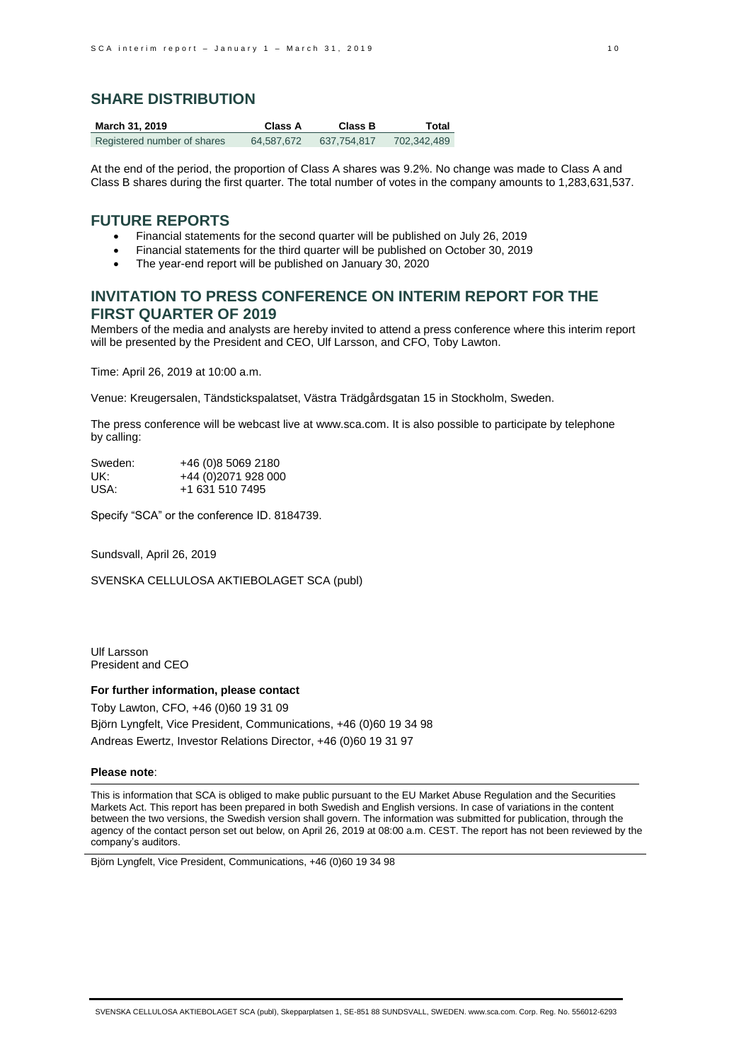## SHARE DISTRIBUTION

| March 31, 2019 | Class A | Class B | Total |
|---|---|---|---|
| Registered number of shares | 64,587,672 | 637,754,817 | 702,342,489 |

At the end of the period, the proportion of Class A shares was 9.2%. No change was made to Class A and Class B shares during the first quarter. The total number of votes in the company amounts to 1,283,631,537.

## FUTURE REPORTS

- Financial statements for the second quarter will be published on July 26, 2019
- Financial statements for the third quarter will be published on October 30, 2019
- The year-end report will be published on January 30, 2020

## INVITATION TO PRESS CONFERENCE ON INTERIM REPORT FOR THE FIRST QUARTER OF 2019

Members of the media and analysts are hereby invited to attend a press conference where this interim report will be presented by the President and CEO, Ulf Larsson, and CFO, Toby Lawton.

Time: April 26, 2019 at 10:00 a.m.

Venue: Kreugersalen, Tändstickspalatset, Västra Trädgårdsgatan 15 in Stockholm, Sweden.

The press conference will be webcast live at www.sca.com. It is also possible to participate by telephone by calling:

Sweden: +46 (0)8 5069 2180
UK: +44 (0)2071 928 000
USA: +1 631 510 7495

Specify "SCA" or the conference ID. 8184739.

Sundsvall, April 26, 2019

SVENSKA CELLULOSA AKTIEBOLAGET SCA (publ)

Ulf Larsson
President and CEO

**For further information, please contact**

Toby Lawton, CFO, +46 (0)60 19 31 09
Björn Lyngfelt, Vice President, Communications, +46 (0)60 19 34 98
Andreas Ewertz, Investor Relations Director, +46 (0)60 19 31 97

**Please note**:

This is information that SCA is obliged to make public pursuant to the EU Market Abuse Regulation and the Securities Markets Act. This report has been prepared in both Swedish and English versions. In case of variations in the content between the two versions, the Swedish version shall govern. The information was submitted for publication, through the agency of the contact person set out below, on April 26, 2019 at 08:00 a.m. CEST. The report has not been reviewed by the company's auditors.

Björn Lyngfelt, Vice President, Communications, +46 (0)60 19 34 98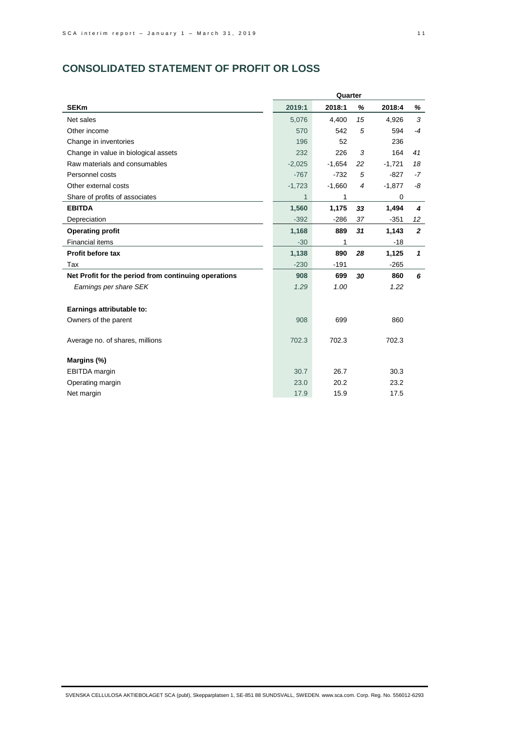## CONSOLIDATED STATEMENT OF PROFIT OR LOSS

| | Quarter | | | | |
|---|---|---|---|---|---|
| **SEKm** | **2019:1** | **2018:1** | **%** | **2018:4** | **%** |
| Net sales | 5,076 | 4,400 | *15* | 4,926 | *3* |
| Other income | 570 | 542 | *5* | 594 | *-4* |
| Change in inventories | 196 | 52 | | 236 | |
| Change in value in biological assets | 232 | 226 | *3* | 164 | *41* |
| Raw materials and consumables | -2,025 | -1,654 | *22* | -1,721 | *18* |
| Personnel costs | -767 | -732 | *5* | -827 | *-7* |
| Other external costs | -1,723 | -1,660 | *4* | -1,877 | *-8* |
| Share of profits of associates | 1 | 1 | | 0 | |
| **EBITDA** | **1,560** | **1,175** | ***33*** | **1,494** | ***4*** |
| Depreciation | -392 | -286 | *37* | -351 | *12* |
| **Operating profit** | **1,168** | **889** | ***31*** | **1,143** | ***2*** |
| Financial items | -30 | 1 | | -18 | |
| **Profit before tax** | **1,138** | **890** | ***28*** | **1,125** | ***1*** |
| Tax | -230 | -191 | | -265 | |
| **Net Profit for the period from continuing operations** | **908** | **699** | ***30*** | **860** | ***6*** |
| *Earnings per share SEK* | *1.29* | *1.00* | | *1.22* | |
| | | | | | |
| **Earnings attributable to:** | | | | | |
| Owners of the parent | 908 | 699 | | 860 | |
| | | | | | |
| Average no. of shares, millions | 702.3 | 702.3 | | 702.3 | |
| | | | | | |
| **Margins (%)** | | | | | |
| EBITDA margin | 30.7 | 26.7 | | 30.3 | |
| Operating margin | 23.0 | 20.2 | | 23.2 | |
| Net margin | 17.9 | 15.9 | | 17.5 | |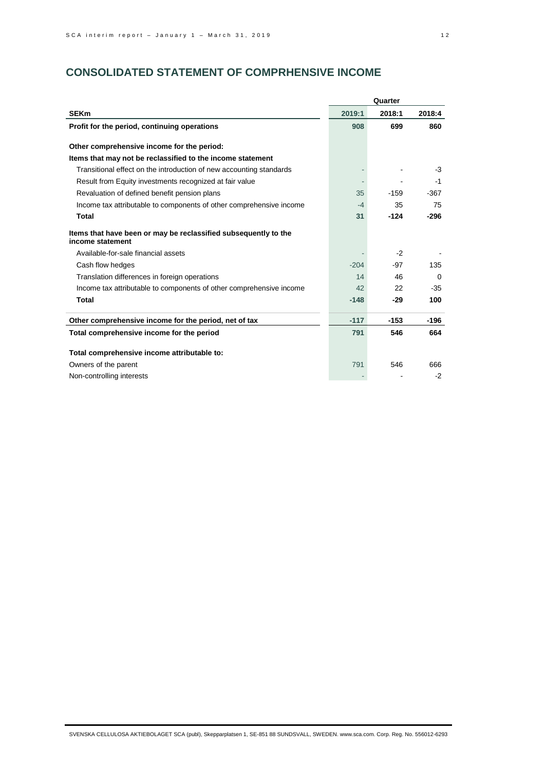## CONSOLIDATED STATEMENT OF COMPRHENSIVE INCOME

| | Quarter | | |
|---|---|---|---|
| **SEKm** | **2019:1** | **2018:1** | **2018:4** |
| **Profit for the period, continuing operations** | **908** | **699** | **860** |
| | | | |
| **Other comprehensive income for the period:** | | | |
| **Items that may not be reclassified to the income statement** | | | |
| Transitional effect on the introduction of new accounting standards | - | - | -3 |
| Result from Equity investments recognized at fair value | - | - | -1 |
| Revaluation of defined benefit pension plans | 35 | -159 | -367 |
| Income tax attributable to components of other comprehensive income | -4 | 35 | 75 |
| **Total** | **31** | **-124** | **-296** |
| | | | |
| **Items that have been or may be reclassified subsequently to the income statement** | | | |
| Available-for-sale financial assets | - | -2 | - |
| Cash flow hedges | -204 | -97 | 135 |
| Translation differences in foreign operations | 14 | 46 | 0 |
| Income tax attributable to components of other comprehensive income | 42 | 22 | -35 |
| **Total** | **-148** | **-29** | **100** |
| | | | |
| **Other comprehensive income for the period, net of tax** | **-117** | **-153** | **-196** |
| **Total comprehensive income for the period** | **791** | **546** | **664** |
| | | | |
| **Total comprehensive income attributable to:** | | | |
| Owners of the parent | 791 | 546 | 666 |
| Non-controlling interests | - | - | -2 |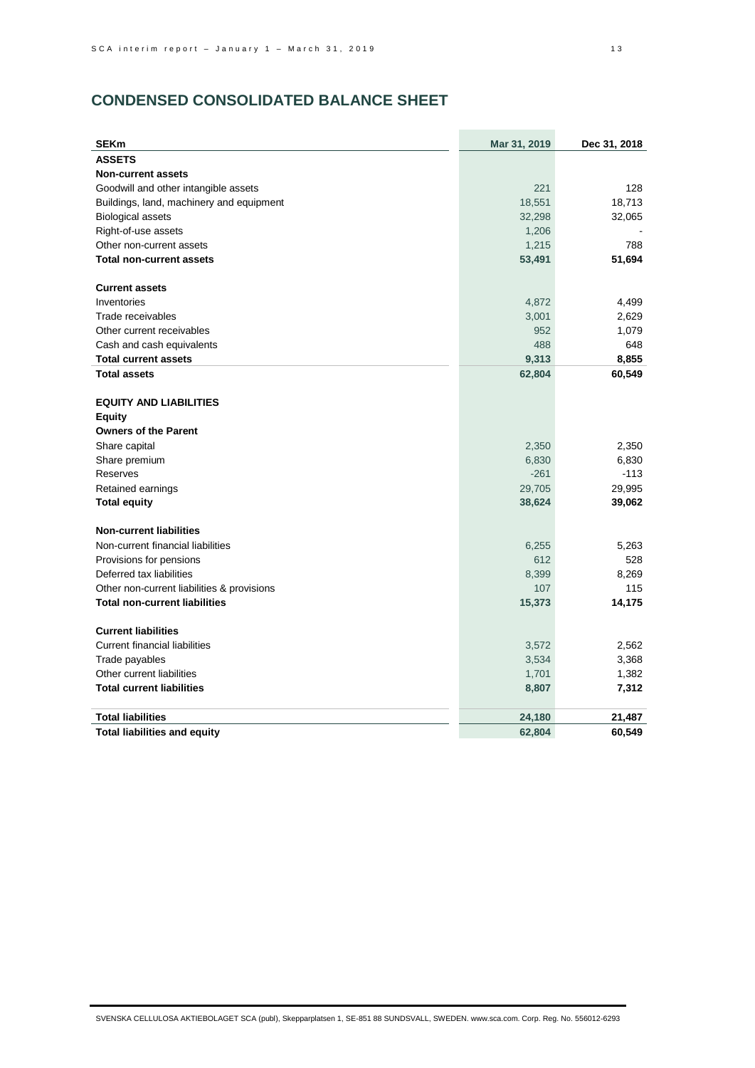## CONDENSED CONSOLIDATED BALANCE SHEET

| SEKm | Mar 31, 2019 | Dec 31, 2018 |
|---|---|---|
| **ASSETS** | | |
| **Non-current assets** | | |
| Goodwill and other intangible assets | 221 | 128 |
| Buildings, land, machinery and equipment | 18,551 | 18,713 |
| Biological assets | 32,298 | 32,065 |
| Right-of-use assets | 1,206 | - |
| Other non-current assets | 1,215 | 788 |
| **Total non-current assets** | **53,491** | **51,694** |
| | | |
| **Current assets** | | |
| Inventories | 4,872 | 4,499 |
| Trade receivables | 3,001 | 2,629 |
| Other current receivables | 952 | 1,079 |
| Cash and cash equivalents | 488 | 648 |
| **Total current assets** | **9,313** | **8,855** |
| **Total assets** | **62,804** | **60,549** |
| | | |
| **EQUITY AND LIABILITIES** | | |
| **Equity** | | |
| **Owners of the Parent** | | |
| Share capital | 2,350 | 2,350 |
| Share premium | 6,830 | 6,830 |
| Reserves | -261 | -113 |
| Retained earnings | 29,705 | 29,995 |
| **Total equity** | **38,624** | **39,062** |
| | | |
| **Non-current liabilities** | | |
| Non-current financial liabilities | 6,255 | 5,263 |
| Provisions for pensions | 612 | 528 |
| Deferred tax liabilities | 8,399 | 8,269 |
| Other non-current liabilities & provisions | 107 | 115 |
| **Total non-current liabilities** | **15,373** | **14,175** |
| | | |
| **Current liabilities** | | |
| Current financial liabilities | 3,572 | 2,562 |
| Trade payables | 3,534 | 3,368 |
| Other current liabilities | 1,701 | 1,382 |
| **Total current liabilities** | **8,807** | **7,312** |
| | | |
| **Total liabilities** | **24,180** | **21,487** |
| **Total liabilities and equity** | **62,804** | **60,549** |

SVENSKA CELLULOSA AKTIEBOLAGET SCA (publ), Skepparplatsen 1, SE-851 88 SUNDSVALL, SWEDEN. www.sca.com. Corp. Reg. No. 556012-6293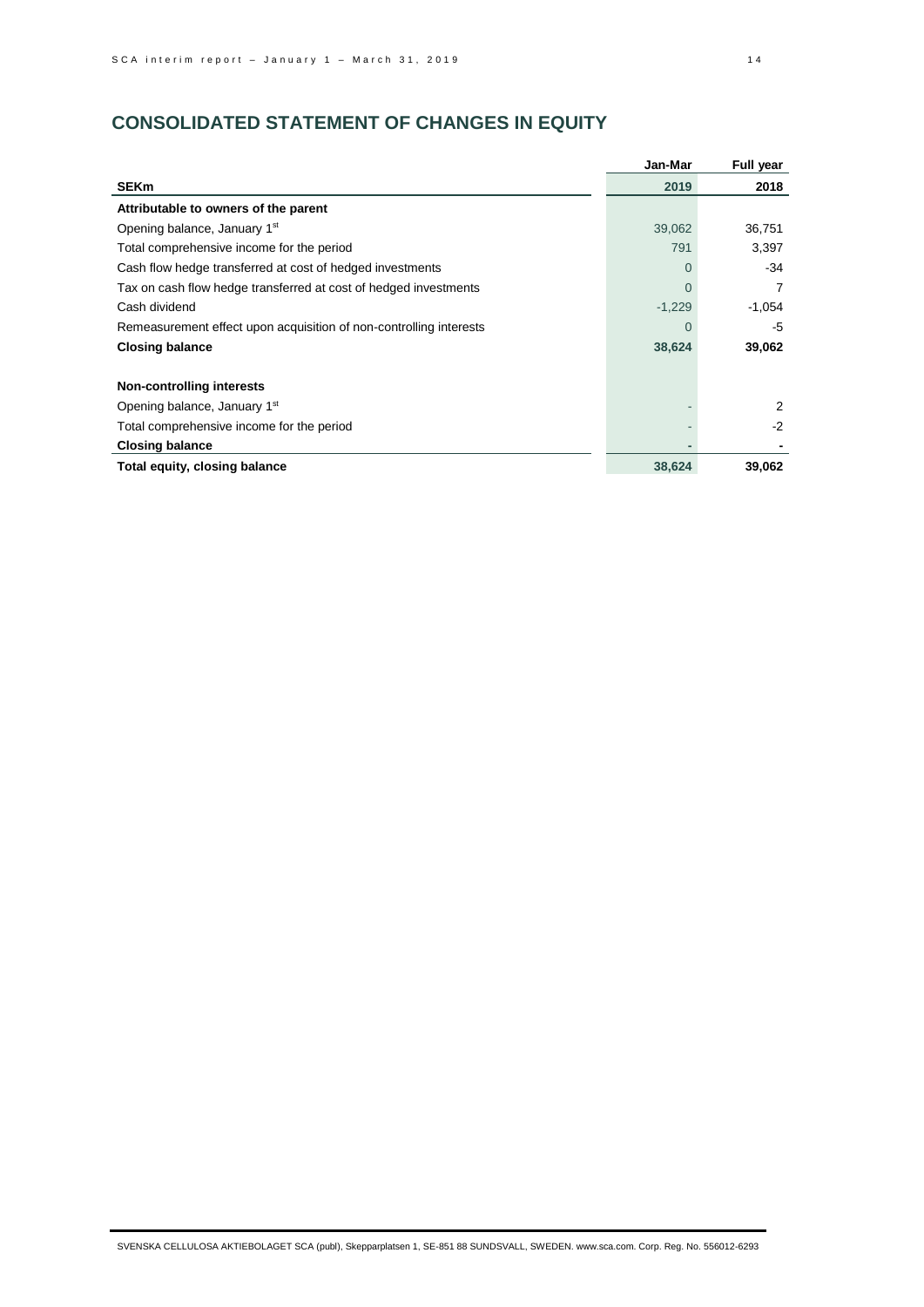## CONSOLIDATED STATEMENT OF CHANGES IN EQUITY

| | Jan-Mar | Full year |
|---|---|---|
| **SEKm** | **2019** | **2018** |
| **Attributable to owners of the parent** | | |
| Opening balance, January 1st | 39,062 | 36,751 |
| Total comprehensive income for the period | 791 | 3,397 |
| Cash flow hedge transferred at cost of hedged investments | 0 | -34 |
| Tax on cash flow hedge transferred at cost of hedged investments | 0 | 7 |
| Cash dividend | -1,229 | -1,054 |
| Remeasurement effect upon acquisition of non-controlling interests | 0 | -5 |
| **Closing balance** | **38,624** | **39,062** |
| | | |
| **Non-controlling interests** | | |
| Opening balance, January 1st | - | 2 |
| Total comprehensive income for the period | - | -2 |
| **Closing balance** | **-** | **-** |
| **Total equity, closing balance** | **38,624** | **39,062** |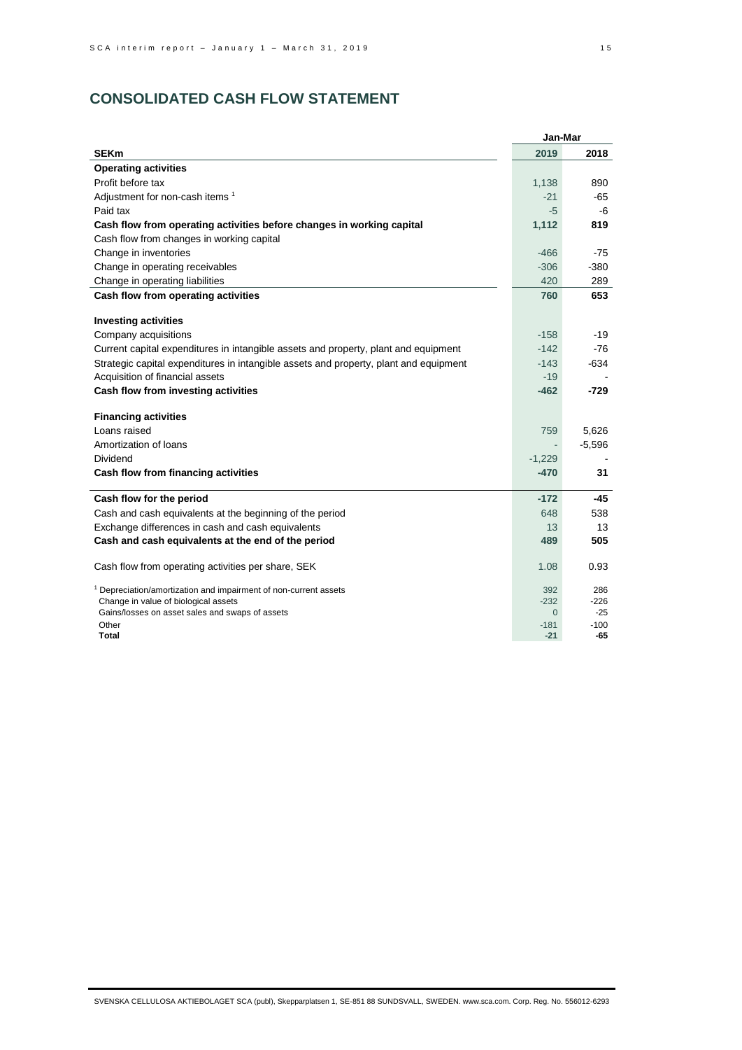## CONSOLIDATED CASH FLOW STATEMENT

| SEKm | Jan-Mar 2019 | Jan-Mar 2018 |
|---|---|---|
| **Operating activities** | | |
| Profit before tax | 1,138 | 890 |
| Adjustment for non-cash items [1] | -21 | -65 |
| Paid tax | -5 | -6 |
| **Cash flow from operating activities before changes in working capital** | **1,112** | **819** |
| Cash flow from changes in working capital | | |
| Change in inventories | -466 | -75 |
| Change in operating receivables | -306 | -380 |
| Change in operating liabilities | 420 | 289 |
| **Cash flow from operating activities** | **760** | **653** |
| | | |
| **Investing activities** | | |
| Company acquisitions | -158 | -19 |
| Current capital expenditures in intangible assets and property, plant and equipment | -142 | -76 |
| Strategic capital expenditures in intangible assets and property, plant and equipment | -143 | -634 |
| Acquisition of financial assets | -19 | - |
| **Cash flow from investing activities** | **-462** | **-729** |
| | | |
| **Financing activities** | | |
| Loans raised | 759 | 5,626 |
| Amortization of loans | - | -5,596 |
| Dividend | -1,229 | - |
| **Cash flow from financing activities** | **-470** | **31** |
| | | |
| **Cash flow for the period** | **-172** | **-45** |
| Cash and cash equivalents at the beginning of the period | 648 | 538 |
| Exchange differences in cash and cash equivalents | 13 | 13 |
| **Cash and cash equivalents at the end of the period** | **489** | **505** |
| | | |
| Cash flow from operating activities per share, SEK | 1.08 | 0.93 |

| | 2019 | 2018 |
|---|---|---|
| [1] Depreciation/amortization and impairment of non-current assets | 392 | 286 |
| Change in value of biological assets | -232 | -226 |
| Gains/losses on asset sales and swaps of assets | 0 | -25 |
| Other | -181 | -100 |
| **Total** | **-21** | **-65** |

SVENSKA CELLULOSA AKTIEBOLAGET SCA (publ), Skepparplatsen 1, SE-851 88 SUNDSVALL, SWEDEN. www.sca.com. Corp. Reg. No. 556012-6293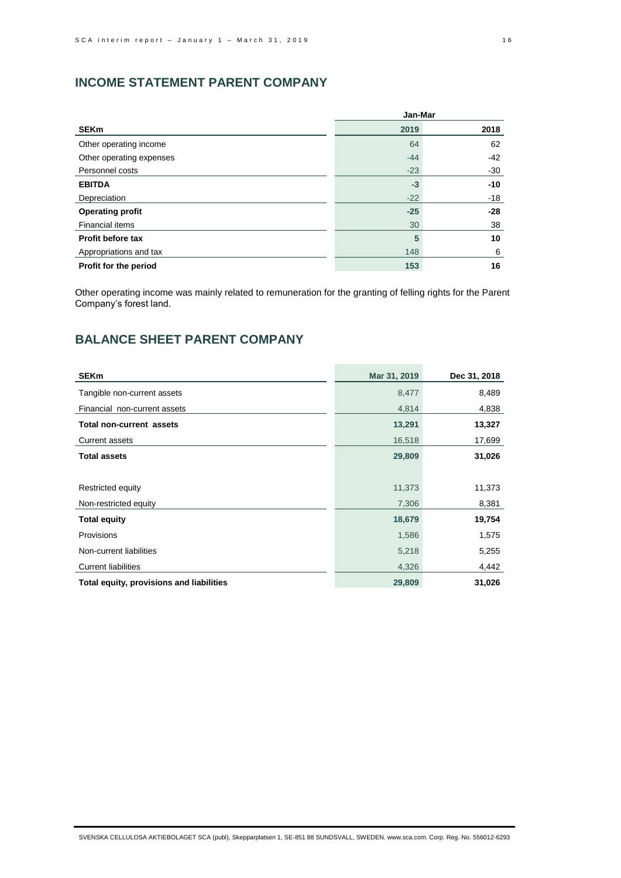## INCOME STATEMENT PARENT COMPANY

| SEKm | Jan-Mar 2019 | Jan-Mar 2018 |
|---|---|---|
| Other operating income | 64 | 62 |
| Other operating expenses | -44 | -42 |
| Personnel costs | -23 | -30 |
| **EBITDA** | **-3** | **-10** |
| Depreciation | -22 | -18 |
| **Operating profit** | **-25** | **-28** |
| Financial items | 30 | 38 |
| **Profit before tax** | **5** | **10** |
| Appropriations and tax | 148 | 6 |
| **Profit for the period** | **153** | **16** |

Other operating income was mainly related to remuneration for the granting of felling rights for the Parent Company's forest land.

## BALANCE SHEET PARENT COMPANY

| SEKm | Mar 31, 2019 | Dec 31, 2018 |
|---|---|---|
| Tangible non-current assets | 8,477 | 8,489 |
| Financial non-current assets | 4,814 | 4,838 |
| **Total non-current assets** | **13,291** | **13,327** |
| Current assets | 16,518 | 17,699 |
| **Total assets** | **29,809** | **31,026** |
| | | |
| Restricted equity | 11,373 | 11,373 |
| Non-restricted equity | 7,306 | 8,381 |
| **Total equity** | **18,679** | **19,754** |
| Provisions | 1,586 | 1,575 |
| Non-current liabilities | 5,218 | 5,255 |
| Current liabilities | 4,326 | 4,442 |
| **Total equity, provisions and liabilities** | **29,809** | **31,026** |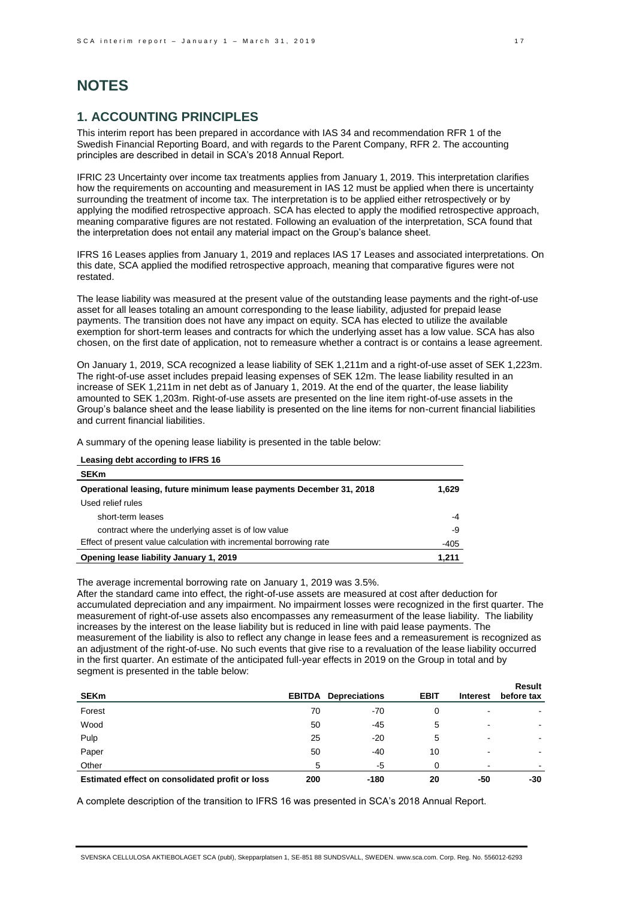# NOTES

## 1. ACCOUNTING PRINCIPLES

This interim report has been prepared in accordance with IAS 34 and recommendation RFR 1 of the Swedish Financial Reporting Board, and with regards to the Parent Company, RFR 2. The accounting principles are described in detail in SCA's 2018 Annual Report.

IFRIC 23 Uncertainty over income tax treatments applies from January 1, 2019. This interpretation clarifies how the requirements on accounting and measurement in IAS 12 must be applied when there is uncertainty surrounding the treatment of income tax. The interpretation is to be applied either retrospectively or by applying the modified retrospective approach. SCA has elected to apply the modified retrospective approach, meaning comparative figures are not restated. Following an evaluation of the interpretation, SCA found that the interpretation does not entail any material impact on the Group's balance sheet.

IFRS 16 Leases applies from January 1, 2019 and replaces IAS 17 Leases and associated interpretations. On this date, SCA applied the modified retrospective approach, meaning that comparative figures were not restated.

The lease liability was measured at the present value of the outstanding lease payments and the right-of-use asset for all leases totaling an amount corresponding to the lease liability, adjusted for prepaid lease payments. The transition does not have any impact on equity. SCA has elected to utilize the available exemption for short-term leases and contracts for which the underlying asset has a low value. SCA has also chosen, on the first date of application, not to remeasure whether a contract is or contains a lease agreement.

On January 1, 2019, SCA recognized a lease liability of SEK 1,211m and a right-of-use asset of SEK 1,223m. The right-of-use asset includes prepaid leasing expenses of SEK 12m. The lease liability resulted in an increase of SEK 1,211m in net debt as of January 1, 2019. At the end of the quarter, the lease liability amounted to SEK 1,203m. Right-of-use assets are presented on the line item right-of-use assets in the Group's balance sheet and the lease liability is presented on the line items for non-current financial liabilities and current financial liabilities.

A summary of the opening lease liability is presented in the table below:

**Leasing debt according to IFRS 16**

| SEKm | |
|---|---|
| **Operational leasing, future minimum lease payments December 31, 2018** | **1,629** |
| Used relief rules | |
| short-term leases | -4 |
| contract where the underlying asset is of low value | -9 |
| Effect of present value calculation with incremental borrowing rate | -405 |
| **Opening lease liability January 1, 2019** | **1,211** |

The average incremental borrowing rate on January 1, 2019 was 3.5%.

After the standard came into effect, the right-of-use assets are measured at cost after deduction for accumulated depreciation and any impairment. No impairment losses were recognized in the first quarter. The measurement of right-of-use assets also encompasses any remeasurment of the lease liability. The liability increases by the interest on the lease liability but is reduced in line with paid lease payments. The measurement of the liability is also to reflect any change in lease fees and a remeasurement is recognized as an adjustment of the right-of-use. No such events that give rise to a revaluation of the lease liability occurred in the first quarter. An estimate of the anticipated full-year effects in 2019 on the Group in total and by segment is presented in the table below:

| SEKm | EBITDA | Depreciations | EBIT | Interest | Result before tax |
|---|---|---|---|---|---|
| Forest | 70 | -70 | 0 | - | - |
| Wood | 50 | -45 | 5 | - | - |
| Pulp | 25 | -20 | 5 | - | - |
| Paper | 50 | -40 | 10 | - | - |
| Other | 5 | -5 | 0 | - | - |
| **Estimated effect on consolidated profit or loss** | **200** | **-180** | **20** | **-50** | **-30** |

A complete description of the transition to IFRS 16 was presented in SCA's 2018 Annual Report.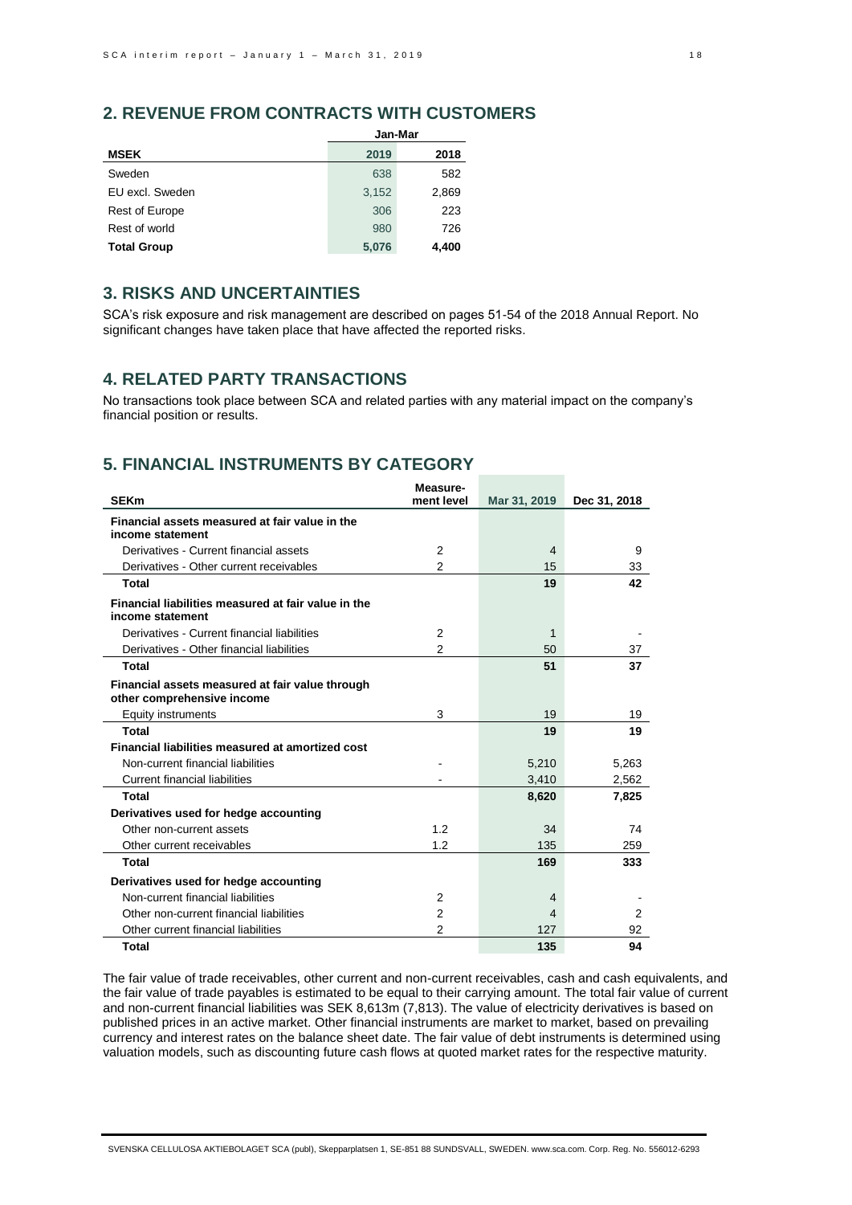## 2. REVENUE FROM CONTRACTS WITH CUSTOMERS

| MSEK | Jan-Mar 2019 | Jan-Mar 2018 |
|---|---|---|
| Sweden | 638 | 582 |
| EU excl. Sweden | 3,152 | 2,869 |
| Rest of Europe | 306 | 223 |
| Rest of world | 980 | 726 |
| **Total Group** | **5,076** | **4,400** |

## 3. RISKS AND UNCERTAINTIES

SCA's risk exposure and risk management are described on pages 51-54 of the 2018 Annual Report. No significant changes have taken place that have affected the reported risks.

## 4. RELATED PARTY TRANSACTIONS

No transactions took place between SCA and related parties with any material impact on the company's financial position or results.

## 5. FINANCIAL INSTRUMENTS BY CATEGORY

| SEKm | Measure-ment level | Mar 31, 2019 | Dec 31, 2018 |
|---|---|---|---|
| **Financial assets measured at fair value in the income statement** | | | |
| Derivatives - Current financial assets | 2 | 4 | 9 |
| Derivatives - Other current receivables | 2 | 15 | 33 |
| **Total** | | **19** | **42** |
| **Financial liabilities measured at fair value in the income statement** | | | |
| Derivatives - Current financial liabilities | 2 | 1 | - |
| Derivatives - Other financial liabilities | 2 | 50 | 37 |
| **Total** | | **51** | **37** |
| **Financial assets measured at fair value through other comprehensive income** | | | |
| Equity instruments | 3 | 19 | 19 |
| **Total** | | **19** | **19** |
| **Financial liabilities measured at amortized cost** | | | |
| Non-current financial liabilities | - | 5,210 | 5,263 |
| Current financial liabilities | - | 3,410 | 2,562 |
| **Total** | | **8,620** | **7,825** |
| **Derivatives used for hedge accounting** | | | |
| Other non-current assets | 1.2 | 34 | 74 |
| Other current receivables | 1.2 | 135 | 259 |
| **Total** | | **169** | **333** |
| **Derivatives used for hedge accounting** | | | |
| Non-current financial liabilities | 2 | 4 | - |
| Other non-current financial liabilities | 2 | 4 | 2 |
| Other current financial liabilities | 2 | 127 | 92 |
| **Total** | | **135** | **94** |

The fair value of trade receivables, other current and non-current receivables, cash and cash equivalents, and the fair value of trade payables is estimated to be equal to their carrying amount. The total fair value of current and non-current financial liabilities was SEK 8,613m (7,813). The value of electricity derivatives is based on published prices in an active market. Other financial instruments are market to market, based on prevailing currency and interest rates on the balance sheet date. The fair value of debt instruments is determined using valuation models, such as discounting future cash flows at quoted market rates for the respective maturity.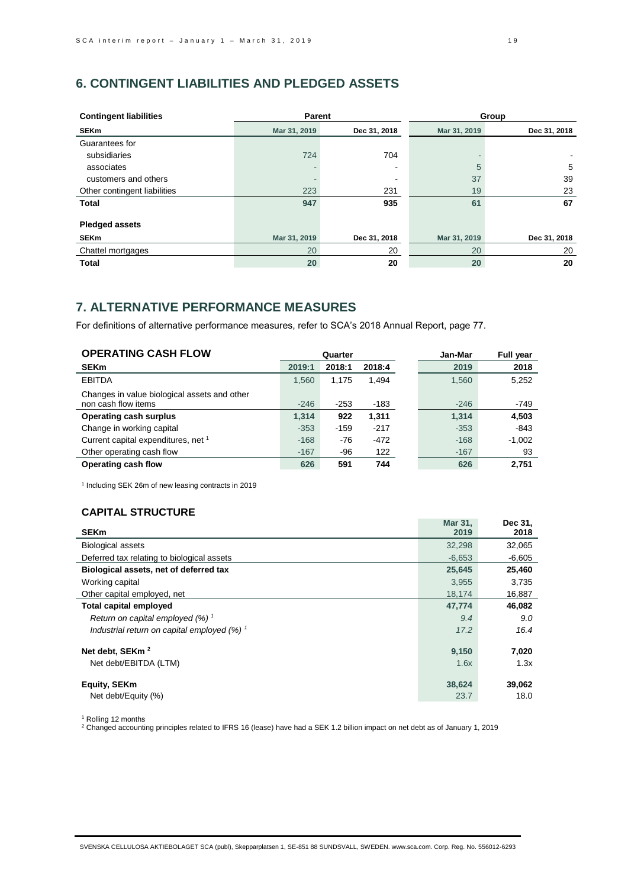## 6. CONTINGENT LIABILITIES AND PLEDGED ASSETS

| Contingent liabilities | Parent | | Group | |
|---|---|---|---|---|
| SEKm | Mar 31, 2019 | Dec 31, 2018 | Mar 31, 2019 | Dec 31, 2018 |
| Guarantees for | | | | |
| subsidiaries | 724 | 704 | - | - |
| associates | - | - | 5 | 5 |
| customers and others | - | - | 37 | 39 |
| Other contingent liabilities | 223 | 231 | 19 | 23 |
| **Total** | **947** | **935** | **61** | **67** |

| Pledged assets | Parent | | Group | |
|---|---|---|---|---|
| SEKm | Mar 31, 2019 | Dec 31, 2018 | Mar 31, 2019 | Dec 31, 2018 |
| Chattel mortgages | 20 | 20 | 20 | 20 |
| **Total** | **20** | **20** | **20** | **20** |

## 7. ALTERNATIVE PERFORMANCE MEASURES

For definitions of alternative performance measures, refer to SCA's 2018 Annual Report, page 77.

| OPERATING CASH FLOW | Quarter | | | Jan-Mar | Full year |
|---|---|---|---|---|---|
| SEKm | 2019:1 | 2018:1 | 2018:4 | 2019 | 2018 |
| EBITDA | 1,560 | 1,175 | 1,494 | 1,560 | 5,252 |
| Changes in value biological assets and other non cash flow items | -246 | -253 | -183 | -246 | -749 |
| **Operating cash surplus** | **1,314** | **922** | **1,311** | **1,314** | **4,503** |
| Change in working capital | -353 | -159 | -217 | -353 | -843 |
| Current capital expenditures, net [1] | -168 | -76 | -472 | -168 | -1,002 |
| Other operating cash flow | -167 | -96 | 122 | -167 | 93 |
| **Operating cash flow** | **626** | **591** | **744** | **626** | **2,751** |

[1] Including SEK 26m of new leasing contracts in 2019

### CAPITAL STRUCTURE

| SEKm | Mar 31, 2019 | Dec 31, 2018 |
|---|---|---|
| Biological assets | 32,298 | 32,065 |
| Deferred tax relating to biological assets | -6,653 | -6,605 |
| **Biological assets, net of deferred tax** | **25,645** | **25,460** |
| Working capital | 3,955 | 3,735 |
| Other capital employed, net | 18,174 | 16,887 |
| **Total capital employed** | **47,774** | **46,082** |
| *Return on capital employed (%)* [1] | *9.4* | *9.0* |
| *Industrial return on capital employed (%)* [1] | *17.2* | *16.4* |
| **Net debt, SEKm** [2] | **9,150** | **7,020** |
| Net debt/EBITDA (LTM) | 1.6x | 1.3x |
| **Equity, SEKm** | **38,624** | **39,062** |
| Net debt/Equity (%) | 23.7 | 18.0 |

[1] Rolling 12 months

[2] Changed accounting principles related to IFRS 16 (lease) have had a SEK 1.2 billion impact on net debt as of January 1, 2019

SVENSKA CELLULOSA AKTIEBOLAGET SCA (publ), Skepparplatsen 1, SE-851 88 SUNDSVALL, SWEDEN. www.sca.com. Corp. Reg. No. 556012-6293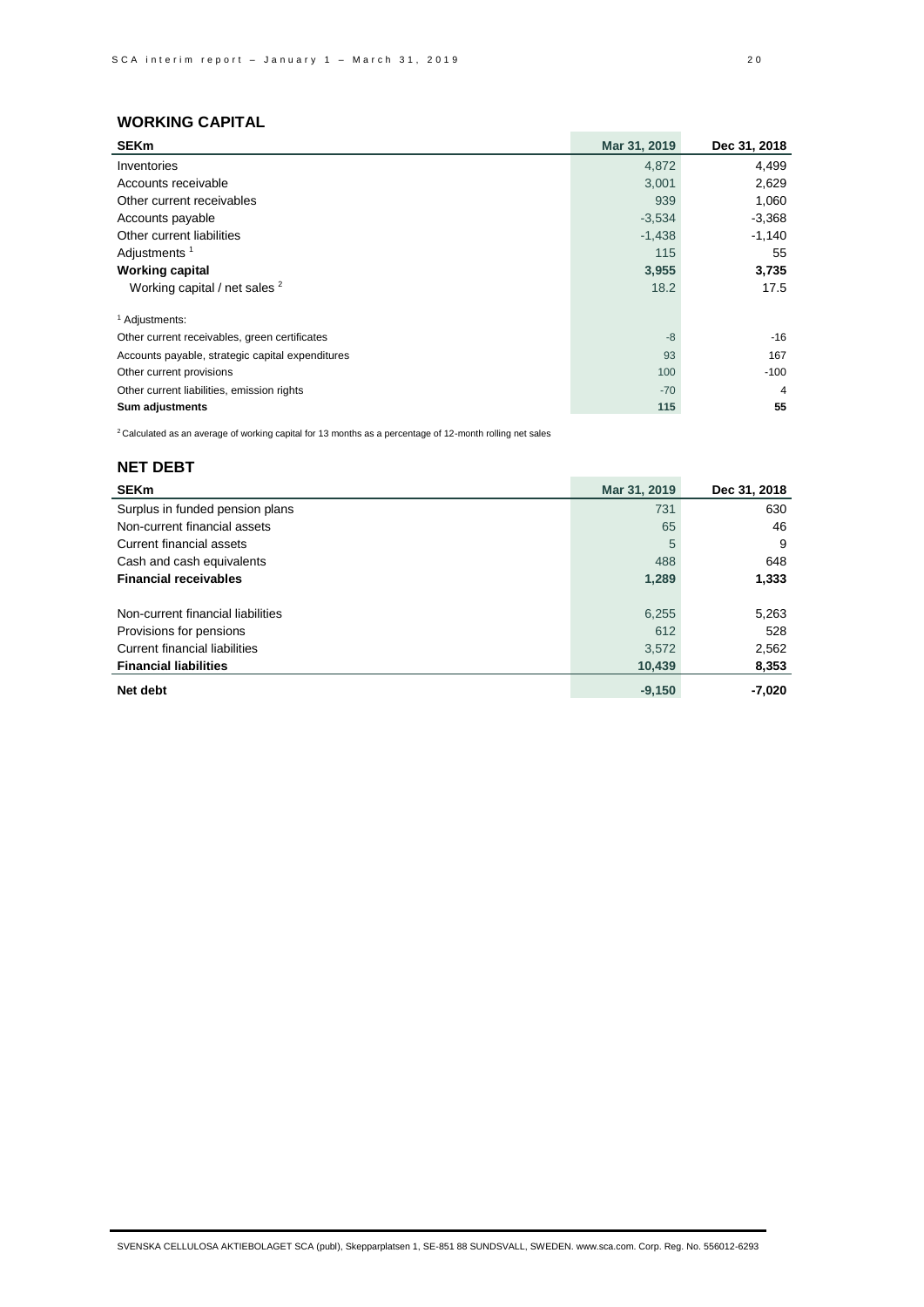## WORKING CAPITAL

| SEKm | Mar 31, 2019 | Dec 31, 2018 |
|---|---|---|
| Inventories | 4,872 | 4,499 |
| Accounts receivable | 3,001 | 2,629 |
| Other current receivables | 939 | 1,060 |
| Accounts payable | -3,534 | -3,368 |
| Other current liabilities | -1,438 | -1,140 |
| Adjustments [1] | 115 | 55 |
| **Working capital** | **3,955** | **3,735** |
| Working capital / net sales [2] | 18.2 | 17.5 |
| | | |
| [1] Adjustments: | | |
| Other current receivables, green certificates | -8 | -16 |
| Accounts payable, strategic capital expenditures | 93 | 167 |
| Other current provisions | 100 | -100 |
| Other current liabilities, emission rights | -70 | 4 |
| **Sum adjustments** | **115** | **55** |

[2] Calculated as an average of working capital for 13 months as a percentage of 12-month rolling net sales

## NET DEBT

| SEKm | Mar 31, 2019 | Dec 31, 2018 |
|---|---|---|
| Surplus in funded pension plans | 731 | 630 |
| Non-current financial assets | 65 | 46 |
| Current financial assets | 5 | 9 |
| Cash and cash equivalents | 488 | 648 |
| **Financial receivables** | **1,289** | **1,333** |
| | | |
| Non-current financial liabilities | 6,255 | 5,263 |
| Provisions for pensions | 612 | 528 |
| Current financial liabilities | 3,572 | 2,562 |
| **Financial liabilities** | **10,439** | **8,353** |
| **Net debt** | **-9,150** | **-7,020** |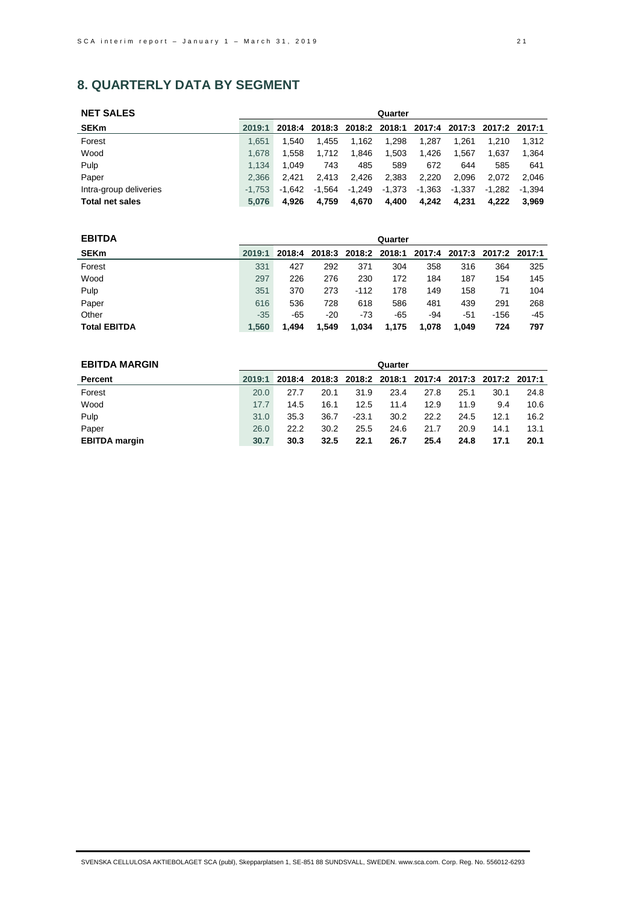## 8. QUARTERLY DATA BY SEGMENT

| NET SALES | Quarter | | | | | | | | |
|---|---|---|---|---|---|---|---|---|---|
| **SEKm** | **2019:1** | **2018:4** | **2018:3** | **2018:2** | **2018:1** | **2017:4** | **2017:3** | **2017:2** | **2017:1** |
| Forest | 1,651 | 1,540 | 1,455 | 1,162 | 1,298 | 1,287 | 1,261 | 1,210 | 1,312 |
| Wood | 1,678 | 1,558 | 1,712 | 1,846 | 1,503 | 1,426 | 1,567 | 1,637 | 1,364 |
| Pulp | 1,134 | 1,049 | 743 | 485 | 589 | 672 | 644 | 585 | 641 |
| Paper | 2,366 | 2,421 | 2,413 | 2,426 | 2,383 | 2,220 | 2,096 | 2,072 | 2,046 |
| Intra-group deliveries | -1,753 | -1,642 | -1,564 | -1,249 | -1,373 | -1,363 | -1,337 | -1,282 | -1,394 |
| **Total net sales** | **5,076** | **4,926** | **4,759** | **4,670** | **4,400** | **4,242** | **4,231** | **4,222** | **3,969** |

| EBITDA | Quarter | | | | | | | | |
|---|---|---|---|---|---|---|---|---|---|
| **SEKm** | **2019:1** | **2018:4** | **2018:3** | **2018:2** | **2018:1** | **2017:4** | **2017:3** | **2017:2** | **2017:1** |
| Forest | 331 | 427 | 292 | 371 | 304 | 358 | 316 | 364 | 325 |
| Wood | 297 | 226 | 276 | 230 | 172 | 184 | 187 | 154 | 145 |
| Pulp | 351 | 370 | 273 | -112 | 178 | 149 | 158 | 71 | 104 |
| Paper | 616 | 536 | 728 | 618 | 586 | 481 | 439 | 291 | 268 |
| Other | -35 | -65 | -20 | -73 | -65 | -94 | -51 | -156 | -45 |
| **Total EBITDA** | **1,560** | **1,494** | **1,549** | **1,034** | **1,175** | **1,078** | **1,049** | **724** | **797** |

| EBITDA MARGIN | Quarter | | | | | | | | |
|---|---|---|---|---|---|---|---|---|---|
| **Percent** | **2019:1** | **2018:4** | **2018:3** | **2018:2** | **2018:1** | **2017:4** | **2017:3** | **2017:2** | **2017:1** |
| Forest | 20.0 | 27.7 | 20.1 | 31.9 | 23.4 | 27.8 | 25.1 | 30.1 | 24.8 |
| Wood | 17.7 | 14.5 | 16.1 | 12.5 | 11.4 | 12.9 | 11.9 | 9.4 | 10.6 |
| Pulp | 31.0 | 35.3 | 36.7 | -23.1 | 30.2 | 22.2 | 24.5 | 12.1 | 16.2 |
| Paper | 26.0 | 22.2 | 30.2 | 25.5 | 24.6 | 21.7 | 20.9 | 14.1 | 13.1 |
| **EBITDA margin** | **30.7** | **30.3** | **32.5** | **22.1** | **26.7** | **25.4** | **24.8** | **17.1** | **20.1** |

SVENSKA CELLULOSA AKTIEBOLAGET SCA (publ), Skepparplatsen 1, SE-851 88 SUNDSVALL, SWEDEN. www.sca.com. Corp. Reg. No. 556012-6293